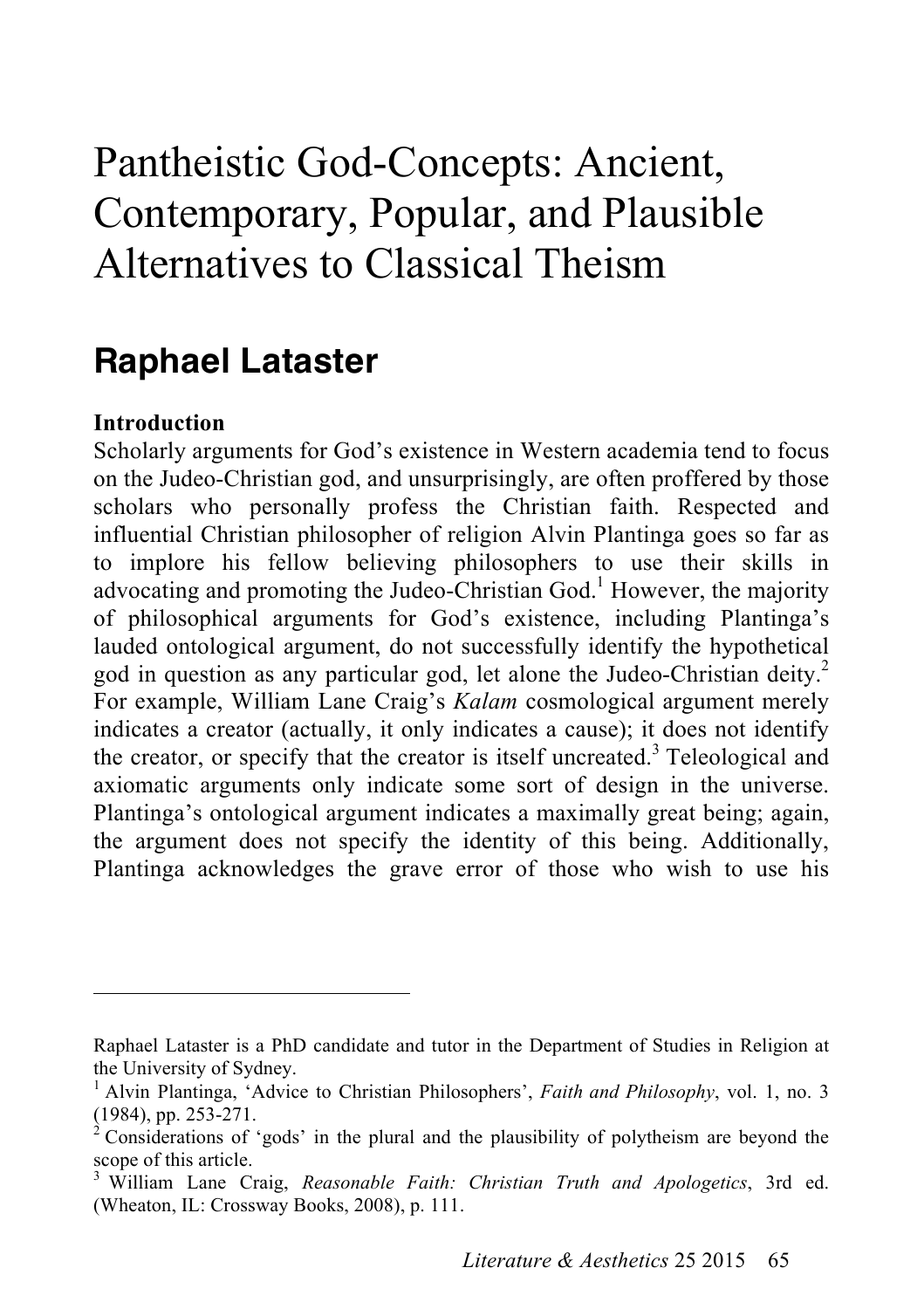# Pantheistic God-Concepts: Ancient, Contemporary, Popular, and Plausible Alternatives to Classical Theism

## Raphael Lataster

**Introduction**

Scholarly arguments for God's existence in Western academia tend to focus on the Judeo-Christian god, and unsurprisingly, are often proffered by those scholars who personally profess the Christian faith. Respected and influential Christian philosopher of religion Alvin Plantinga goes so far as to implore his fellow believing philosophers to use their skills in advocating and promoting the Judeo-Christian God.[1] However, the majority of philosophical arguments for God's existence, including Plantinga's lauded ontological argument, do not successfully identify the hypothetical god in question as any particular god, let alone the Judeo-Christian deity.[2] For example, William Lane Craig's *Kalam* cosmological argument merely indicates a creator (actually, it only indicates a cause); it does not identify the creator, or specify that the creator is itself uncreated.[3] Teleological and axiomatic arguments only indicate some sort of design in the universe. Plantinga's ontological argument indicates a maximally great being; again, the argument does not specify the identity of this being. Additionally, Plantinga acknowledges the grave error of those who wish to use his

---

Raphael Lataster is a PhD candidate and tutor in the Department of Studies in Religion at the University of Sydney.

[1] Alvin Plantinga, 'Advice to Christian Philosophers', *Faith and Philosophy*, vol. 1, no. 3 (1984), pp. 253-271.

[2] Considerations of 'gods' in the plural and the plausibility of polytheism are beyond the scope of this article.

[3] William Lane Craig, *Reasonable Faith: Christian Truth and Apologetics*, 3rd ed. (Wheaton, IL: Crossway Books, 2008), p. 111.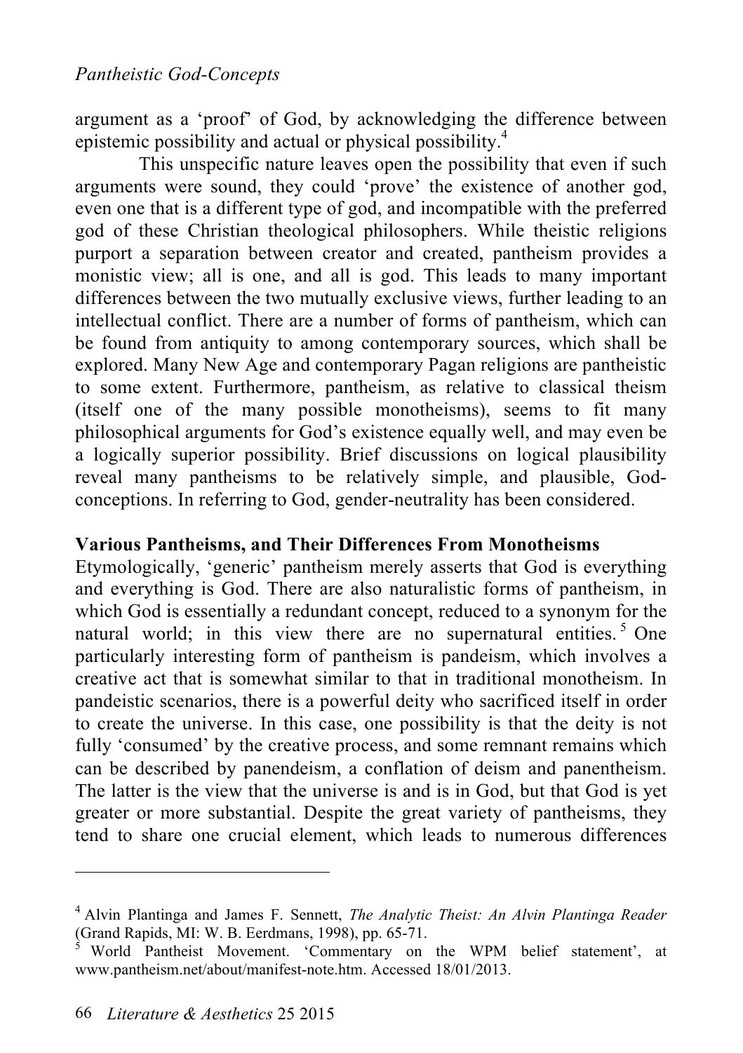argument as a 'proof' of God, by acknowledging the difference between epistemic possibility and actual or physical possibility.[4]

This unspecific nature leaves open the possibility that even if such arguments were sound, they could 'prove' the existence of another god, even one that is a different type of god, and incompatible with the preferred god of these Christian theological philosophers. While theistic religions purport a separation between creator and created, pantheism provides a monistic view; all is one, and all is god. This leads to many important differences between the two mutually exclusive views, further leading to an intellectual conflict. There are a number of forms of pantheism, which can be found from antiquity to among contemporary sources, which shall be explored. Many New Age and contemporary Pagan religions are pantheistic to some extent. Furthermore, pantheism, as relative to classical theism (itself one of the many possible monotheisms), seems to fit many philosophical arguments for God's existence equally well, and may even be a logically superior possibility. Brief discussions on logical plausibility reveal many pantheisms to be relatively simple, and plausible, God-conceptions. In referring to God, gender-neutrality has been considered.

## Various Pantheisms, and Their Differences From Monotheisms

Etymologically, 'generic' pantheism merely asserts that God is everything and everything is God. There are also naturalistic forms of pantheism, in which God is essentially a redundant concept, reduced to a synonym for the natural world; in this view there are no supernatural entities.[5] One particularly interesting form of pantheism is pandeism, which involves a creative act that is somewhat similar to that in traditional monotheism. In pandeistic scenarios, there is a powerful deity who sacrificed itself in order to create the universe. In this case, one possibility is that the deity is not fully 'consumed' by the creative process, and some remnant remains which can be described by panendeism, a conflation of deism and panentheism. The latter is the view that the universe is and is in God, but that God is yet greater or more substantial. Despite the great variety of pantheisms, they tend to share one crucial element, which leads to numerous differences

---

[4] Alvin Plantinga and James F. Sennett, *The Analytic Theist: An Alvin Plantinga Reader* (Grand Rapids, MI: W. B. Eerdmans, 1998), pp. 65-71.

[5] World Pantheist Movement. 'Commentary on the WPM belief statement', at www.pantheism.net/about/manifest-note.htm. Accessed 18/01/2013.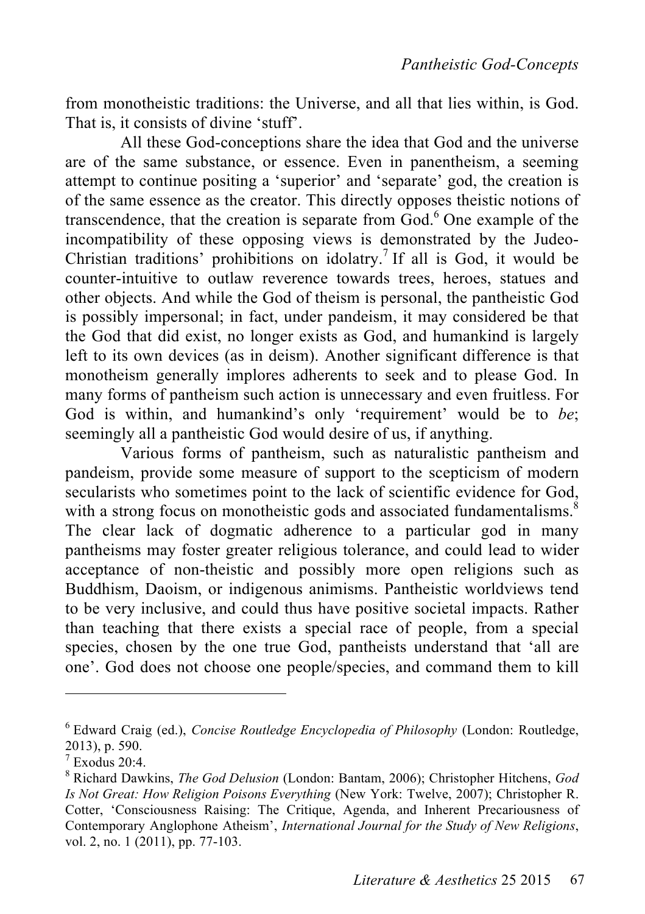from monotheistic traditions: the Universe, and all that lies within, is God. That is, it consists of divine 'stuff'.

All these God-conceptions share the idea that God and the universe are of the same substance, or essence. Even in panentheism, a seeming attempt to continue positing a 'superior' and 'separate' god, the creation is of the same essence as the creator. This directly opposes theistic notions of transcendence, that the creation is separate from God.[6] One example of the incompatibility of these opposing views is demonstrated by the Judeo-Christian traditions' prohibitions on idolatry.[7] If all is God, it would be counter-intuitive to outlaw reverence towards trees, heroes, statues and other objects. And while the God of theism is personal, the pantheistic God is possibly impersonal; in fact, under pandeism, it may considered be that the God that did exist, no longer exists as God, and humankind is largely left to its own devices (as in deism). Another significant difference is that monotheism generally implores adherents to seek and to please God. In many forms of pantheism such action is unnecessary and even fruitless. For God is within, and humankind's only 'requirement' would be to *be*; seemingly all a pantheistic God would desire of us, if anything.

Various forms of pantheism, such as naturalistic pantheism and pandeism, provide some measure of support to the scepticism of modern secularists who sometimes point to the lack of scientific evidence for God, with a strong focus on monotheistic gods and associated fundamentalisms.[8] The clear lack of dogmatic adherence to a particular god in many pantheisms may foster greater religious tolerance, and could lead to wider acceptance of non-theistic and possibly more open religions such as Buddhism, Daoism, or indigenous animisms. Pantheistic worldviews tend to be very inclusive, and could thus have positive societal impacts. Rather than teaching that there exists a special race of people, from a special species, chosen by the one true God, pantheists understand that 'all are one'. God does not choose one people/species, and command them to kill

---

[6] Edward Craig (ed.), *Concise Routledge Encyclopedia of Philosophy* (London: Routledge, 2013), p. 590.

[7] Exodus 20:4.

[8] Richard Dawkins, *The God Delusion* (London: Bantam, 2006); Christopher Hitchens, *God Is Not Great: How Religion Poisons Everything* (New York: Twelve, 2007); Christopher R. Cotter, 'Consciousness Raising: The Critique, Agenda, and Inherent Precariousness of Contemporary Anglophone Atheism', *International Journal for the Study of New Religions*, vol. 2, no. 1 (2011), pp. 77-103.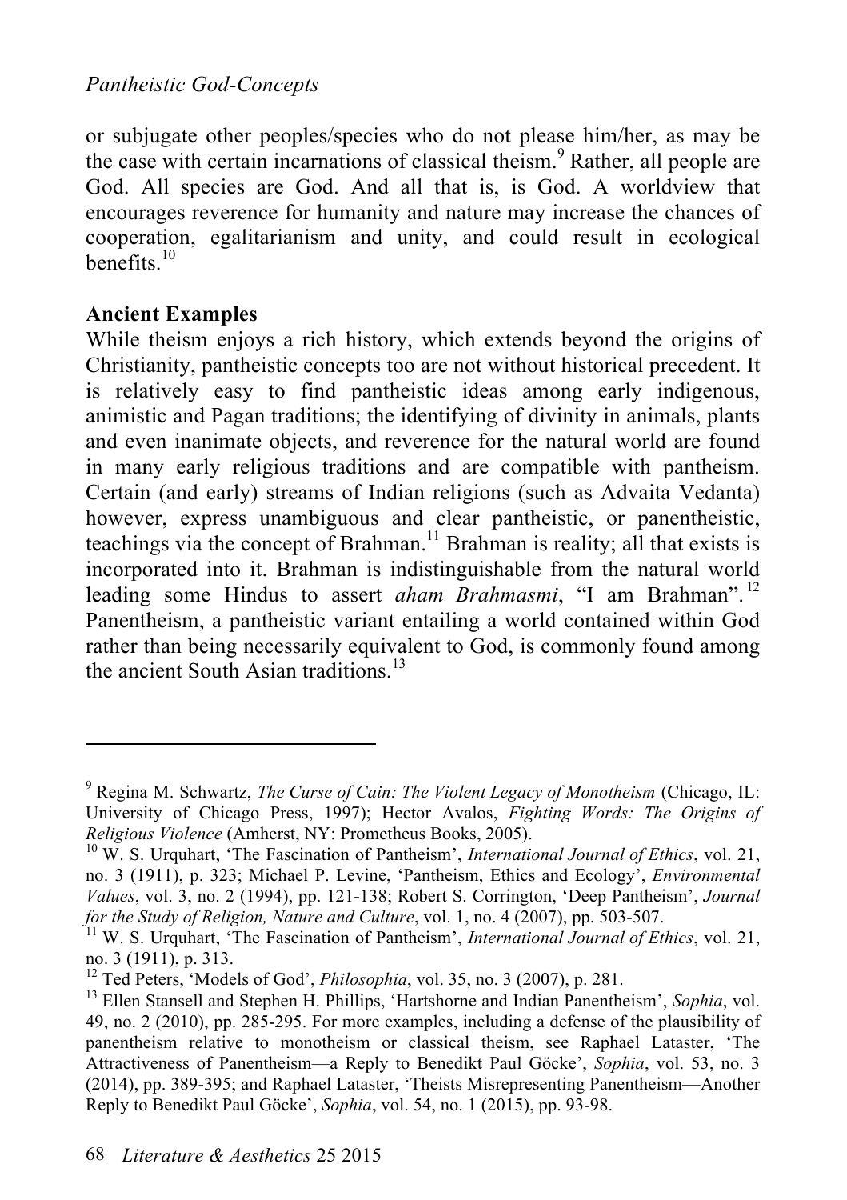or subjugate other peoples/species who do not please him/her, as may be the case with certain incarnations of classical theism.[9] Rather, all people are God. All species are God. And all that is, is God. A worldview that encourages reverence for humanity and nature may increase the chances of cooperation, egalitarianism and unity, and could result in ecological benefits.[10]

**Ancient Examples**

While theism enjoys a rich history, which extends beyond the origins of Christianity, pantheistic concepts too are not without historical precedent. It is relatively easy to find pantheistic ideas among early indigenous, animistic and Pagan traditions; the identifying of divinity in animals, plants and even inanimate objects, and reverence for the natural world are found in many early religious traditions and are compatible with pantheism. Certain (and early) streams of Indian religions (such as Advaita Vedanta) however, express unambiguous and clear pantheistic, or panentheistic, teachings via the concept of Brahman.[11] Brahman is reality; all that exists is incorporated into it. Brahman is indistinguishable from the natural world leading some Hindus to assert *aham Brahmasmi*, "I am Brahman".[12] Panentheism, a pantheistic variant entailing a world contained within God rather than being necessarily equivalent to God, is commonly found among the ancient South Asian traditions.[13]

---

[9] Regina M. Schwartz, *The Curse of Cain: The Violent Legacy of Monotheism* (Chicago, IL: University of Chicago Press, 1997); Hector Avalos, *Fighting Words: The Origins of Religious Violence* (Amherst, NY: Prometheus Books, 2005).

[10] W. S. Urquhart, 'The Fascination of Pantheism', *International Journal of Ethics*, vol. 21, no. 3 (1911), p. 323; Michael P. Levine, 'Pantheism, Ethics and Ecology', *Environmental Values*, vol. 3, no. 2 (1994), pp. 121-138; Robert S. Corrington, 'Deep Pantheism', *Journal for the Study of Religion, Nature and Culture*, vol. 1, no. 4 (2007), pp. 503-507.

[11] W. S. Urquhart, 'The Fascination of Pantheism', *International Journal of Ethics*, vol. 21, no. 3 (1911), p. 313.

[12] Ted Peters, 'Models of God', *Philosophia*, vol. 35, no. 3 (2007), p. 281.

[13] Ellen Stansell and Stephen H. Phillips, 'Hartshorne and Indian Panentheism', *Sophia*, vol. 49, no. 2 (2010), pp. 285-295. For more examples, including a defense of the plausibility of panentheism relative to monotheism or classical theism, see Raphael Lataster, 'The Attractiveness of Panentheism—a Reply to Benedikt Paul Göcke', *Sophia*, vol. 53, no. 3 (2014), pp. 389-395; and Raphael Lataster, 'Theists Misrepresenting Panentheism—Another Reply to Benedikt Paul Göcke', *Sophia*, vol. 54, no. 1 (2015), pp. 93-98.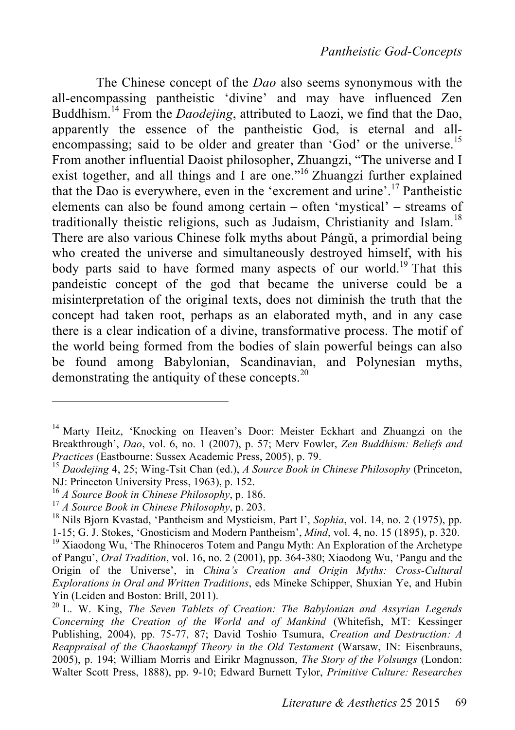The Chinese concept of the *Dao* also seems synonymous with the all-encompassing pantheistic 'divine' and may have influenced Zen Buddhism.[14] From the *Daodejing*, attributed to Laozi, we find that the Dao, apparently the essence of the pantheistic God, is eternal and all-encompassing; said to be older and greater than 'God' or the universe.[15] From another influential Daoist philosopher, Zhuangzi, "The universe and I exist together, and all things and I are one."[16] Zhuangzi further explained that the Dao is everywhere, even in the 'excrement and urine'.[17] Pantheistic elements can also be found among certain – often 'mystical' – streams of traditionally theistic religions, such as Judaism, Christianity and Islam.[18] There are also various Chinese folk myths about Pángǔ, a primordial being who created the universe and simultaneously destroyed himself, with his body parts said to have formed many aspects of our world.[19] That this pandeistic concept of the god that became the universe could be a misinterpretation of the original texts, does not diminish the truth that the concept had taken root, perhaps as an elaborated myth, and in any case there is a clear indication of a divine, transformative process. The motif of the world being formed from the bodies of slain powerful beings can also be found among Babylonian, Scandinavian, and Polynesian myths, demonstrating the antiquity of these concepts.[20]

---

[14] Marty Heitz, 'Knocking on Heaven's Door: Meister Eckhart and Zhuangzi on the Breakthrough', *Dao*, vol. 6, no. 1 (2007), p. 57; Merv Fowler, *Zen Buddhism: Beliefs and Practices* (Eastbourne: Sussex Academic Press, 2005), p. 79.

[15] *Daodejing* 4, 25; Wing-Tsit Chan (ed.), *A Source Book in Chinese Philosophy* (Princeton, NJ: Princeton University Press, 1963), p. 152.

[16] *A Source Book in Chinese Philosophy*, p. 186.

[17] *A Source Book in Chinese Philosophy*, p. 203.

[18] Nils Bjorn Kvastad, 'Pantheism and Mysticism, Part I', *Sophia*, vol. 14, no. 2 (1975), pp. 1-15; G. J. Stokes, 'Gnosticism and Modern Pantheism', *Mind*, vol. 4, no. 15 (1895), p. 320.

[19] Xiaodong Wu, 'The Rhinoceros Totem and Pangu Myth: An Exploration of the Archetype of Pangu', *Oral Tradition*, vol. 16, no. 2 (2001), pp. 364-380; Xiaodong Wu, 'Pangu and the Origin of the Universe', in *China's Creation and Origin Myths: Cross-Cultural Explorations in Oral and Written Traditions*, eds Mineke Schipper, Shuxian Ye, and Hubin Yin (Leiden and Boston: Brill, 2011).

[20] L. W. King, *The Seven Tablets of Creation: The Babylonian and Assyrian Legends Concerning the Creation of the World and of Mankind* (Whitefish, MT: Kessinger Publishing, 2004), pp. 75-77, 87; David Toshio Tsumura, *Creation and Destruction: A Reappraisal of the Chaoskampf Theory in the Old Testament* (Warsaw, IN: Eisenbrauns, 2005), p. 194; William Morris and Eirikr Magnusson, *The Story of the Volsungs* (London: Walter Scott Press, 1888), pp. 9-10; Edward Burnett Tylor, *Primitive Culture: Researches*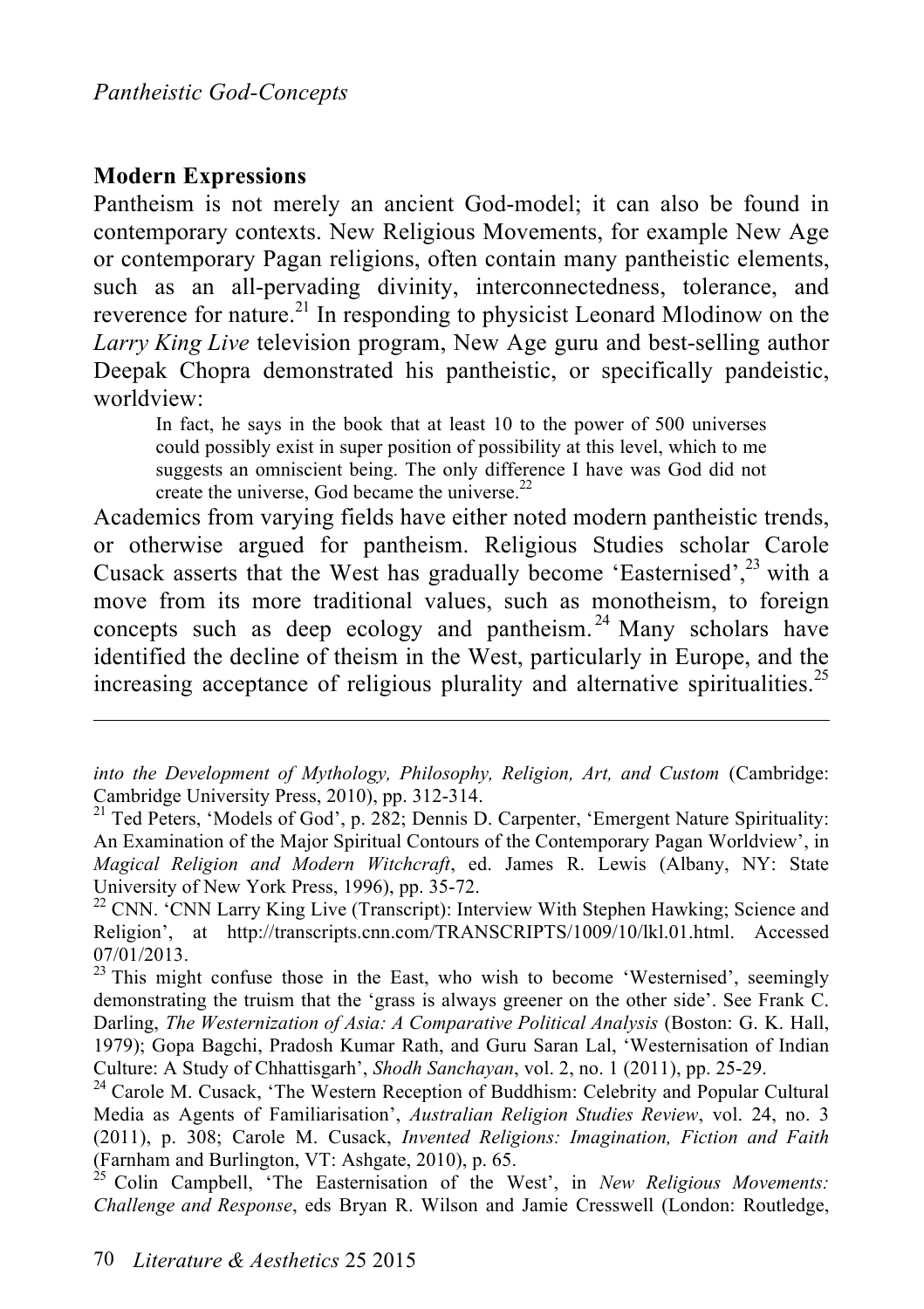## Modern Expressions

Pantheism is not merely an ancient God-model; it can also be found in contemporary contexts. New Religious Movements, for example New Age or contemporary Pagan religions, often contain many pantheistic elements, such as an all-pervading divinity, interconnectedness, tolerance, and reverence for nature.[21] In responding to physicist Leonard Mlodinow on the *Larry King Live* television program, New Age guru and best-selling author Deepak Chopra demonstrated his pantheistic, or specifically pandeistic, worldview:

> In fact, he says in the book that at least 10 to the power of 500 universes could possibly exist in super position of possibility at this level, which to me suggests an omniscient being. The only difference I have was God did not create the universe, God became the universe.[22]

Academics from varying fields have either noted modern pantheistic trends, or otherwise argued for pantheism. Religious Studies scholar Carole Cusack asserts that the West has gradually become 'Easternised',[23] with a move from its more traditional values, such as monotheism, to foreign concepts such as deep ecology and pantheism.[24] Many scholars have identified the decline of theism in the West, particularly in Europe, and the increasing acceptance of religious plurality and alternative spiritualities.[25]

---

*into the Development of Mythology, Philosophy, Religion, Art, and Custom* (Cambridge: Cambridge University Press, 2010), pp. 312-314.

[21] Ted Peters, 'Models of God', p. 282; Dennis D. Carpenter, 'Emergent Nature Spirituality: An Examination of the Major Spiritual Contours of the Contemporary Pagan Worldview', in *Magical Religion and Modern Witchcraft*, ed. James R. Lewis (Albany, NY: State University of New York Press, 1996), pp. 35-72.

[22] CNN. 'CNN Larry King Live (Transcript): Interview With Stephen Hawking; Science and Religion', at http://transcripts.cnn.com/TRANSCRIPTS/1009/10/lkl.01.html. Accessed 07/01/2013.

[23] This might confuse those in the East, who wish to become 'Westernised', seemingly demonstrating the truism that the 'grass is always greener on the other side'. See Frank C. Darling, *The Westernization of Asia: A Comparative Political Analysis* (Boston: G. K. Hall, 1979); Gopa Bagchi, Pradosh Kumar Rath, and Guru Saran Lal, 'Westernisation of Indian Culture: A Study of Chhattisgarh', *Shodh Sanchayan*, vol. 2, no. 1 (2011), pp. 25-29.

[24] Carole M. Cusack, 'The Western Reception of Buddhism: Celebrity and Popular Cultural Media as Agents of Familiarisation', *Australian Religion Studies Review*, vol. 24, no. 3 (2011), p. 308; Carole M. Cusack, *Invented Religions: Imagination, Fiction and Faith* (Farnham and Burlington, VT: Ashgate, 2010), p. 65.

[25] Colin Campbell, 'The Easternisation of the West', in *New Religious Movements: Challenge and Response*, eds Bryan R. Wilson and Jamie Cresswell (London: Routledge,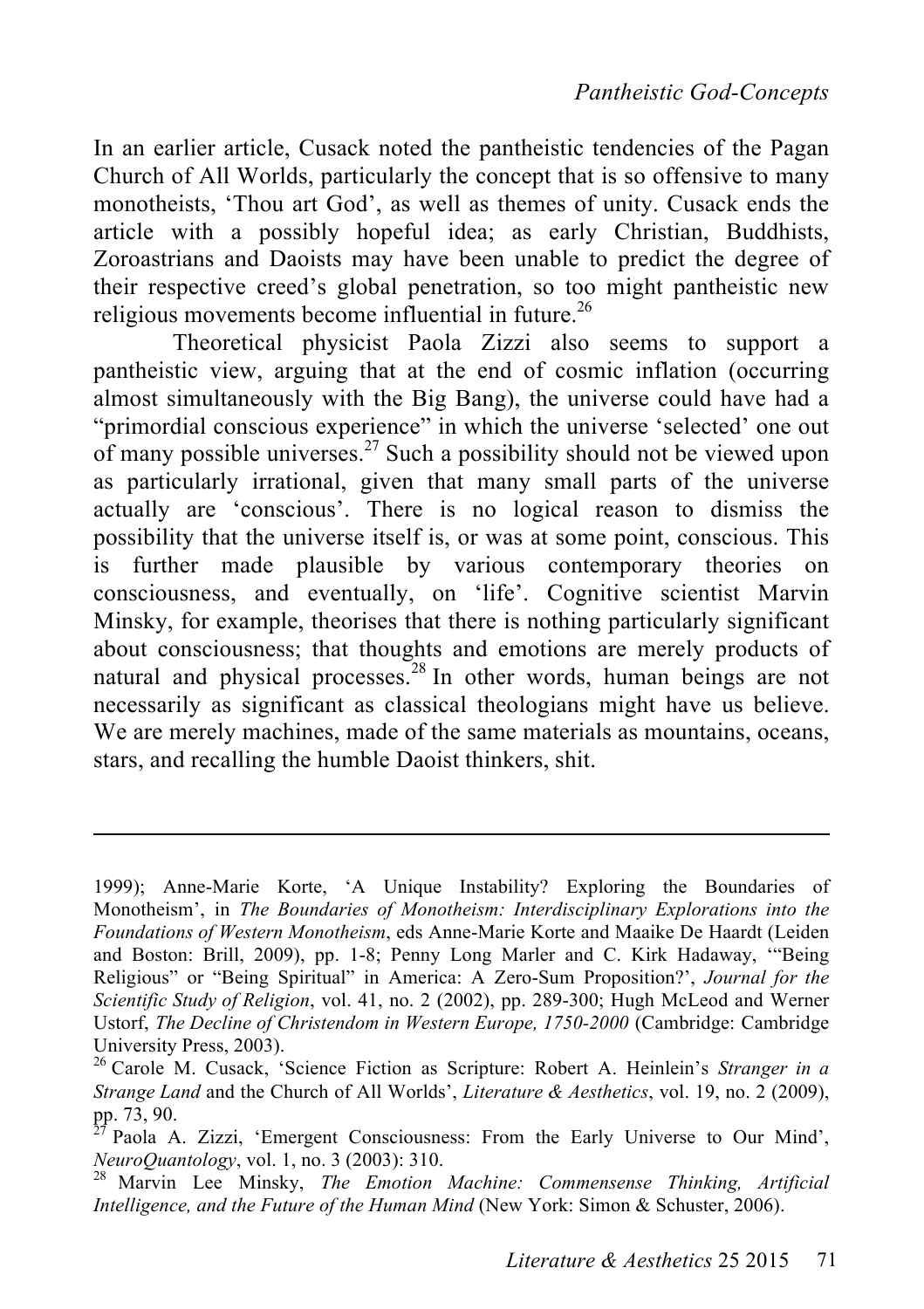In an earlier article, Cusack noted the pantheistic tendencies of the Pagan Church of All Worlds, particularly the concept that is so offensive to many monotheists, 'Thou art God', as well as themes of unity. Cusack ends the article with a possibly hopeful idea; as early Christian, Buddhists, Zoroastrians and Daoists may have been unable to predict the degree of their respective creed's global penetration, so too might pantheistic new religious movements become influential in future.[26]

Theoretical physicist Paola Zizzi also seems to support a pantheistic view, arguing that at the end of cosmic inflation (occurring almost simultaneously with the Big Bang), the universe could have had a "primordial conscious experience" in which the universe 'selected' one out of many possible universes.[27] Such a possibility should not be viewed upon as particularly irrational, given that many small parts of the universe actually are 'conscious'. There is no logical reason to dismiss the possibility that the universe itself is, or was at some point, conscious. This is further made plausible by various contemporary theories on consciousness, and eventually, on 'life'. Cognitive scientist Marvin Minsky, for example, theorises that there is nothing particularly significant about consciousness; that thoughts and emotions are merely products of natural and physical processes.[28] In other words, human beings are not necessarily as significant as classical theologians might have us believe. We are merely machines, made of the same materials as mountains, oceans, stars, and recalling the humble Daoist thinkers, shit.

---

1999); Anne-Marie Korte, 'A Unique Instability? Exploring the Boundaries of Monotheism', in *The Boundaries of Monotheism: Interdisciplinary Explorations into the Foundations of Western Monotheism*, eds Anne-Marie Korte and Maaike De Haardt (Leiden and Boston: Brill, 2009), pp. 1-8; Penny Long Marler and C. Kirk Hadaway, '"Being Religious" or "Being Spiritual" in America: A Zero-Sum Proposition?', *Journal for the Scientific Study of Religion*, vol. 41, no. 2 (2002), pp. 289-300; Hugh McLeod and Werner Ustorf, *The Decline of Christendom in Western Europe, 1750-2000* (Cambridge: Cambridge University Press, 2003).

[26] Carole M. Cusack, 'Science Fiction as Scripture: Robert A. Heinlein's *Stranger in a Strange Land* and the Church of All Worlds', *Literature & Aesthetics*, vol. 19, no. 2 (2009), pp. 73, 90.

[27] Paola A. Zizzi, 'Emergent Consciousness: From the Early Universe to Our Mind', *NeuroQuantology*, vol. 1, no. 3 (2003): 310.

[28] Marvin Lee Minsky, *The Emotion Machine: Commensense Thinking, Artificial Intelligence, and the Future of the Human Mind* (New York: Simon & Schuster, 2006).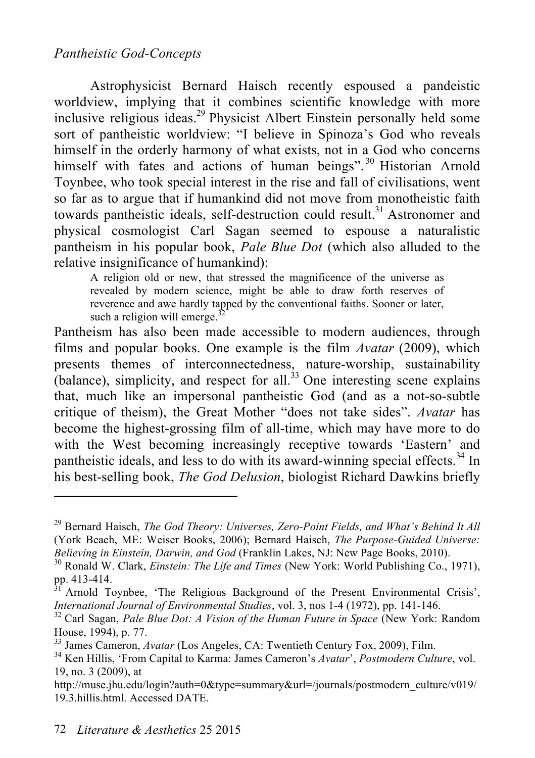*Pantheistic God-Concepts*

Astrophysicist Bernard Haisch recently espoused a pandeistic worldview, implying that it combines scientific knowledge with more inclusive religious ideas.[29] Physicist Albert Einstein personally held some sort of pantheistic worldview: "I believe in Spinoza's God who reveals himself in the orderly harmony of what exists, not in a God who concerns himself with fates and actions of human beings".[30] Historian Arnold Toynbee, who took special interest in the rise and fall of civilisations, went so far as to argue that if humankind did not move from monotheistic faith towards pantheistic ideals, self-destruction could result.[31] Astronomer and physical cosmologist Carl Sagan seemed to espouse a naturalistic pantheism in his popular book, *Pale Blue Dot* (which also alluded to the relative insignificance of humankind):

> A religion old or new, that stressed the magnificence of the universe as revealed by modern science, might be able to draw forth reserves of reverence and awe hardly tapped by the conventional faiths. Sooner or later, such a religion will emerge.[32]

Pantheism has also been made accessible to modern audiences, through films and popular books. One example is the film *Avatar* (2009), which presents themes of interconnectedness, nature-worship, sustainability (balance), simplicity, and respect for all.[33] One interesting scene explains that, much like an impersonal pantheistic God (and as a not-so-subtle critique of theism), the Great Mother "does not take sides". *Avatar* has become the highest-grossing film of all-time, which may have more to do with the West becoming increasingly receptive towards 'Eastern' and pantheistic ideals, and less to do with its award-winning special effects.[34] In his best-selling book, *The God Delusion*, biologist Richard Dawkins briefly

---

[29] Bernard Haisch, *The God Theory: Universes, Zero-Point Fields, and What's Behind It All* (York Beach, ME: Weiser Books, 2006); Bernard Haisch, *The Purpose-Guided Universe: Believing in Einstein, Darwin, and God* (Franklin Lakes, NJ: New Page Books, 2010).

[30] Ronald W. Clark, *Einstein: The Life and Times* (New York: World Publishing Co., 1971), pp. 413-414.

[31] Arnold Toynbee, 'The Religious Background of the Present Environmental Crisis', *International Journal of Environmental Studies*, vol. 3, nos 1-4 (1972), pp. 141-146.

[32] Carl Sagan, *Pale Blue Dot: A Vision of the Human Future in Space* (New York: Random House, 1994), p. 77.

[33] James Cameron, *Avatar* (Los Angeles, CA: Twentieth Century Fox, 2009), Film.

[34] Ken Hillis, 'From Capital to Karma: James Cameron's *Avatar*', *Postmodern Culture*, vol. 19, no. 3 (2009), at http://muse.jhu.edu/login?auth=0&type=summary&url=/journals/postmodern_culture/v019/19.3.hillis.html. Accessed DATE.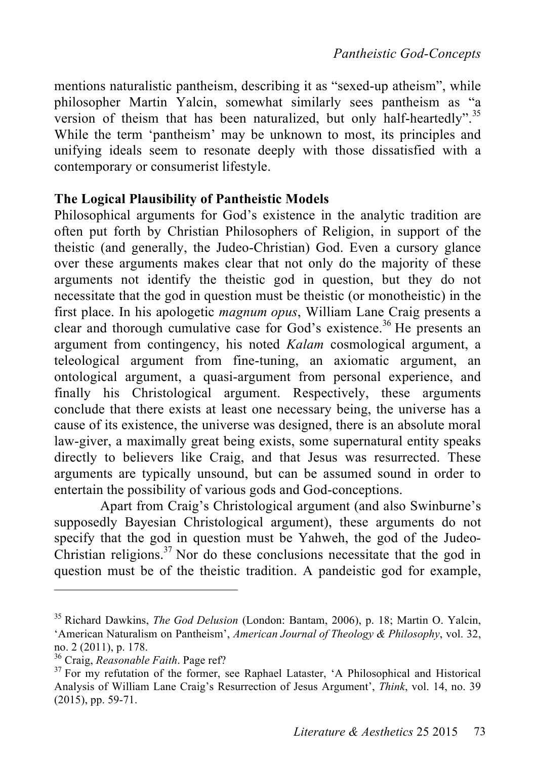mentions naturalistic pantheism, describing it as "sexed-up atheism", while philosopher Martin Yalcin, somewhat similarly sees pantheism as "a version of theism that has been naturalized, but only half-heartedly".[35] While the term 'pantheism' may be unknown to most, its principles and unifying ideals seem to resonate deeply with those dissatisfied with a contemporary or consumerist lifestyle.

**The Logical Plausibility of Pantheistic Models**

Philosophical arguments for God's existence in the analytic tradition are often put forth by Christian Philosophers of Religion, in support of the theistic (and generally, the Judeo-Christian) God. Even a cursory glance over these arguments makes clear that not only do the majority of these arguments not identify the theistic god in question, but they do not necessitate that the god in question must be theistic (or monotheistic) in the first place. In his apologetic *magnum opus*, William Lane Craig presents a clear and thorough cumulative case for God's existence.[36] He presents an argument from contingency, his noted *Kalam* cosmological argument, a teleological argument from fine-tuning, an axiomatic argument, an ontological argument, a quasi-argument from personal experience, and finally his Christological argument. Respectively, these arguments conclude that there exists at least one necessary being, the universe has a cause of its existence, the universe was designed, there is an absolute moral law-giver, a maximally great being exists, some supernatural entity speaks directly to believers like Craig, and that Jesus was resurrected. These arguments are typically unsound, but can be assumed sound in order to entertain the possibility of various gods and God-conceptions.

Apart from Craig's Christological argument (and also Swinburne's supposedly Bayesian Christological argument), these arguments do not specify that the god in question must be Yahweh, the god of the Judeo-Christian religions.[37] Nor do these conclusions necessitate that the god in question must be of the theistic tradition. A pandeistic god for example,

---

[35] Richard Dawkins, *The God Delusion* (London: Bantam, 2006), p. 18; Martin O. Yalcin, 'American Naturalism on Pantheism', *American Journal of Theology & Philosophy*, vol. 32, no. 2 (2011), p. 178.

[36] Craig, *Reasonable Faith*. Page ref?

[37] For my refutation of the former, see Raphael Lataster, 'A Philosophical and Historical Analysis of William Lane Craig's Resurrection of Jesus Argument', *Think*, vol. 14, no. 39 (2015), pp. 59-71.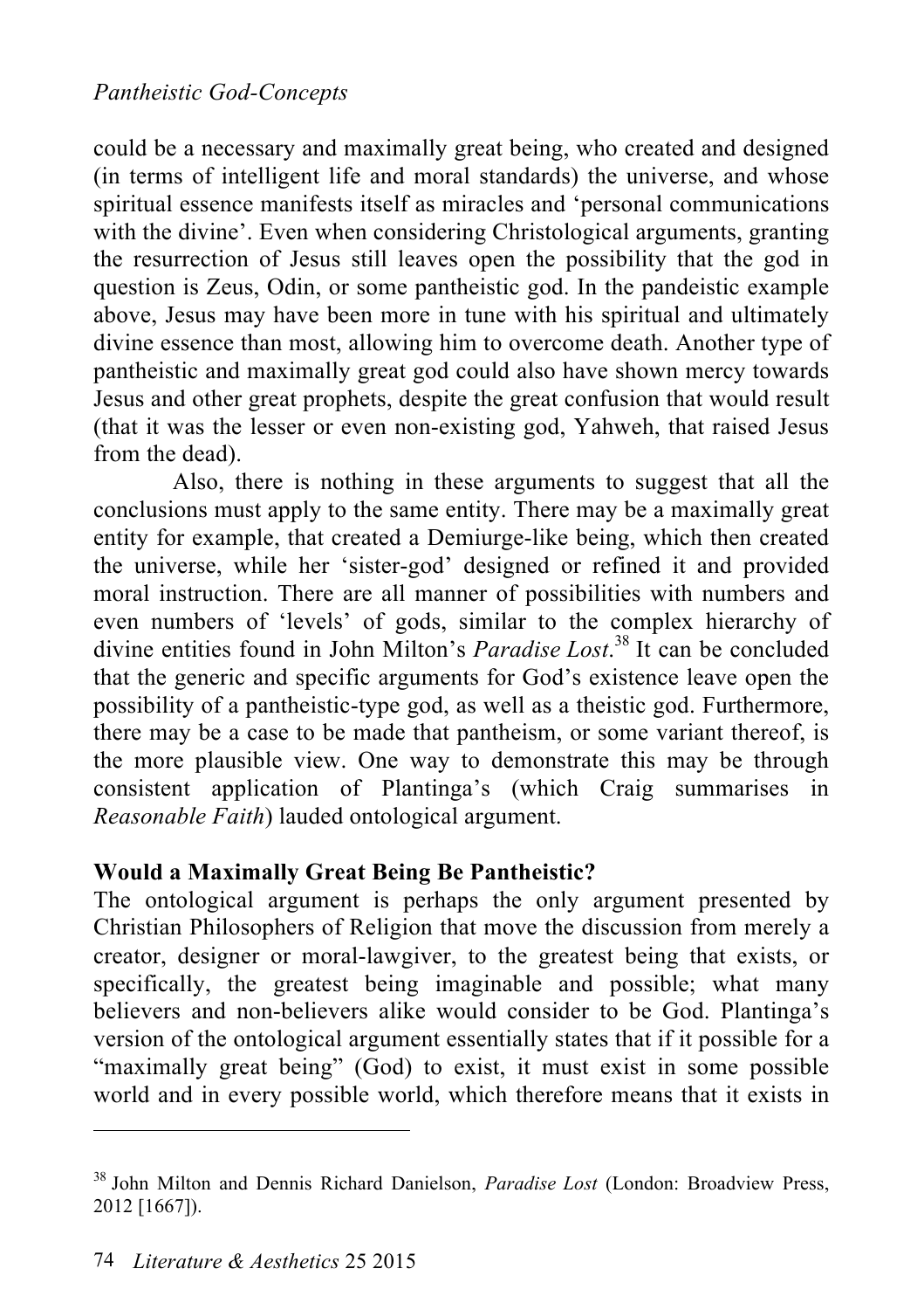could be a necessary and maximally great being, who created and designed (in terms of intelligent life and moral standards) the universe, and whose spiritual essence manifests itself as miracles and 'personal communications with the divine'. Even when considering Christological arguments, granting the resurrection of Jesus still leaves open the possibility that the god in question is Zeus, Odin, or some pantheistic god. In the pandeistic example above, Jesus may have been more in tune with his spiritual and ultimately divine essence than most, allowing him to overcome death. Another type of pantheistic and maximally great god could also have shown mercy towards Jesus and other great prophets, despite the great confusion that would result (that it was the lesser or even non-existing god, Yahweh, that raised Jesus from the dead).

Also, there is nothing in these arguments to suggest that all the conclusions must apply to the same entity. There may be a maximally great entity for example, that created a Demiurge-like being, which then created the universe, while her 'sister-god' designed or refined it and provided moral instruction. There are all manner of possibilities with numbers and even numbers of 'levels' of gods, similar to the complex hierarchy of divine entities found in John Milton's *Paradise Lost*.[38] It can be concluded that the generic and specific arguments for God's existence leave open the possibility of a pantheistic-type god, as well as a theistic god. Furthermore, there may be a case to be made that pantheism, or some variant thereof, is the more plausible view. One way to demonstrate this may be through consistent application of Plantinga's (which Craig summarises in *Reasonable Faith*) lauded ontological argument.

**Would a Maximally Great Being Be Pantheistic?**

The ontological argument is perhaps the only argument presented by Christian Philosophers of Religion that move the discussion from merely a creator, designer or moral-lawgiver, to the greatest being that exists, or specifically, the greatest being imaginable and possible; what many believers and non-believers alike would consider to be God. Plantinga's version of the ontological argument essentially states that if it possible for a "maximally great being" (God) to exist, it must exist in some possible world and in every possible world, which therefore means that it exists in

---

[38] John Milton and Dennis Richard Danielson, *Paradise Lost* (London: Broadview Press, 2012 [1667]).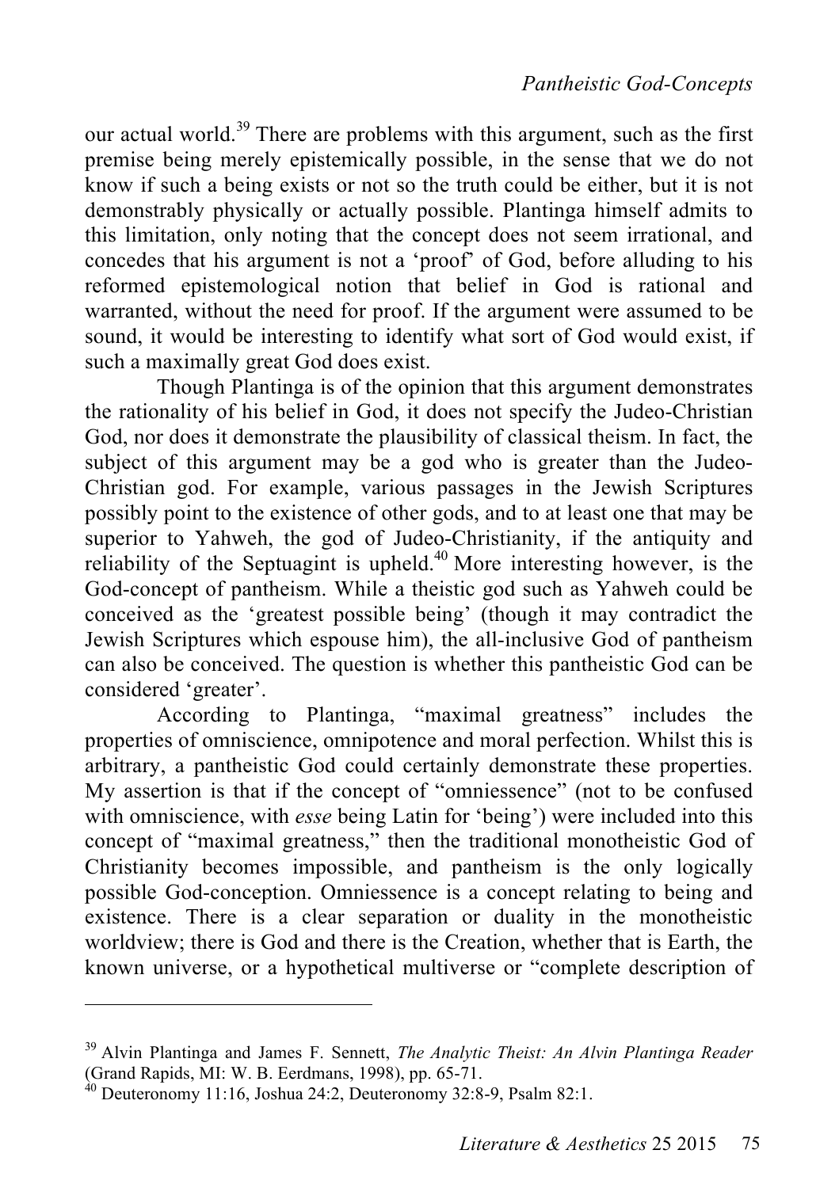our actual world.[39] There are problems with this argument, such as the first premise being merely epistemically possible, in the sense that we do not know if such a being exists or not so the truth could be either, but it is not demonstrably physically or actually possible. Plantinga himself admits to this limitation, only noting that the concept does not seem irrational, and concedes that his argument is not a 'proof' of God, before alluding to his reformed epistemological notion that belief in God is rational and warranted, without the need for proof. If the argument were assumed to be sound, it would be interesting to identify what sort of God would exist, if such a maximally great God does exist.

Though Plantinga is of the opinion that this argument demonstrates the rationality of his belief in God, it does not specify the Judeo-Christian God, nor does it demonstrate the plausibility of classical theism. In fact, the subject of this argument may be a god who is greater than the Judeo-Christian god. For example, various passages in the Jewish Scriptures possibly point to the existence of other gods, and to at least one that may be superior to Yahweh, the god of Judeo-Christianity, if the antiquity and reliability of the Septuagint is upheld.[40] More interesting however, is the God-concept of pantheism. While a theistic god such as Yahweh could be conceived as the 'greatest possible being' (though it may contradict the Jewish Scriptures which espouse him), the all-inclusive God of pantheism can also be conceived. The question is whether this pantheistic God can be considered 'greater'.

According to Plantinga, "maximal greatness" includes the properties of omniscience, omnipotence and moral perfection. Whilst this is arbitrary, a pantheistic God could certainly demonstrate these properties. My assertion is that if the concept of "omniessence" (not to be confused with omniscience, with *esse* being Latin for 'being') were included into this concept of "maximal greatness," then the traditional monotheistic God of Christianity becomes impossible, and pantheism is the only logically possible God-conception. Omniessence is a concept relating to being and existence. There is a clear separation or duality in the monotheistic worldview; there is God and there is the Creation, whether that is Earth, the known universe, or a hypothetical multiverse or "complete description of

---

[39] Alvin Plantinga and James F. Sennett, *The Analytic Theist: An Alvin Plantinga Reader* (Grand Rapids, MI: W. B. Eerdmans, 1998), pp. 65-71.

[40] Deuteronomy 11:16, Joshua 24:2, Deuteronomy 32:8-9, Psalm 82:1.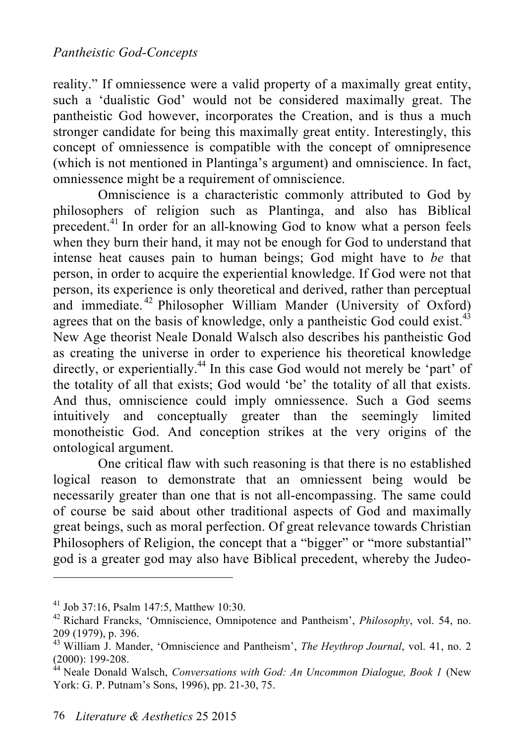reality." If omniessence were a valid property of a maximally great entity, such a 'dualistic God' would not be considered maximally great. The pantheistic God however, incorporates the Creation, and is thus a much stronger candidate for being this maximally great entity. Interestingly, this concept of omniessence is compatible with the concept of omnipresence (which is not mentioned in Plantinga's argument) and omniscience. In fact, omniessence might be a requirement of omniscience.

Omniscience is a characteristic commonly attributed to God by philosophers of religion such as Plantinga, and also has Biblical precedent.[41] In order for an all-knowing God to know what a person feels when they burn their hand, it may not be enough for God to understand that intense heat causes pain to human beings; God might have to *be* that person, in order to acquire the experiential knowledge. If God were not that person, its experience is only theoretical and derived, rather than perceptual and immediate.[42] Philosopher William Mander (University of Oxford) agrees that on the basis of knowledge, only a pantheistic God could exist.[43] New Age theorist Neale Donald Walsch also describes his pantheistic God as creating the universe in order to experience his theoretical knowledge directly, or experientially.[44] In this case God would not merely be 'part' of the totality of all that exists; God would 'be' the totality of all that exists. And thus, omniscience could imply omniessence. Such a God seems intuitively and conceptually greater than the seemingly limited monotheistic God. And conception strikes at the very origins of the ontological argument.

One critical flaw with such reasoning is that there is no established logical reason to demonstrate that an omniessent being would be necessarily greater than one that is not all-encompassing. The same could of course be said about other traditional aspects of God and maximally great beings, such as moral perfection. Of great relevance towards Christian Philosophers of Religion, the concept that a "bigger" or "more substantial" god is a greater god may also have Biblical precedent, whereby the Judeo-

---

[41] Job 37:16, Psalm 147:5, Matthew 10:30.

[42] Richard Francks, 'Omniscience, Omnipotence and Pantheism', *Philosophy*, vol. 54, no. 209 (1979), p. 396.

[43] William J. Mander, 'Omniscience and Pantheism', *The Heythrop Journal*, vol. 41, no. 2 (2000): 199-208.

[44] Neale Donald Walsch, *Conversations with God: An Uncommon Dialogue, Book 1* (New York: G. P. Putnam's Sons, 1996), pp. 21-30, 75.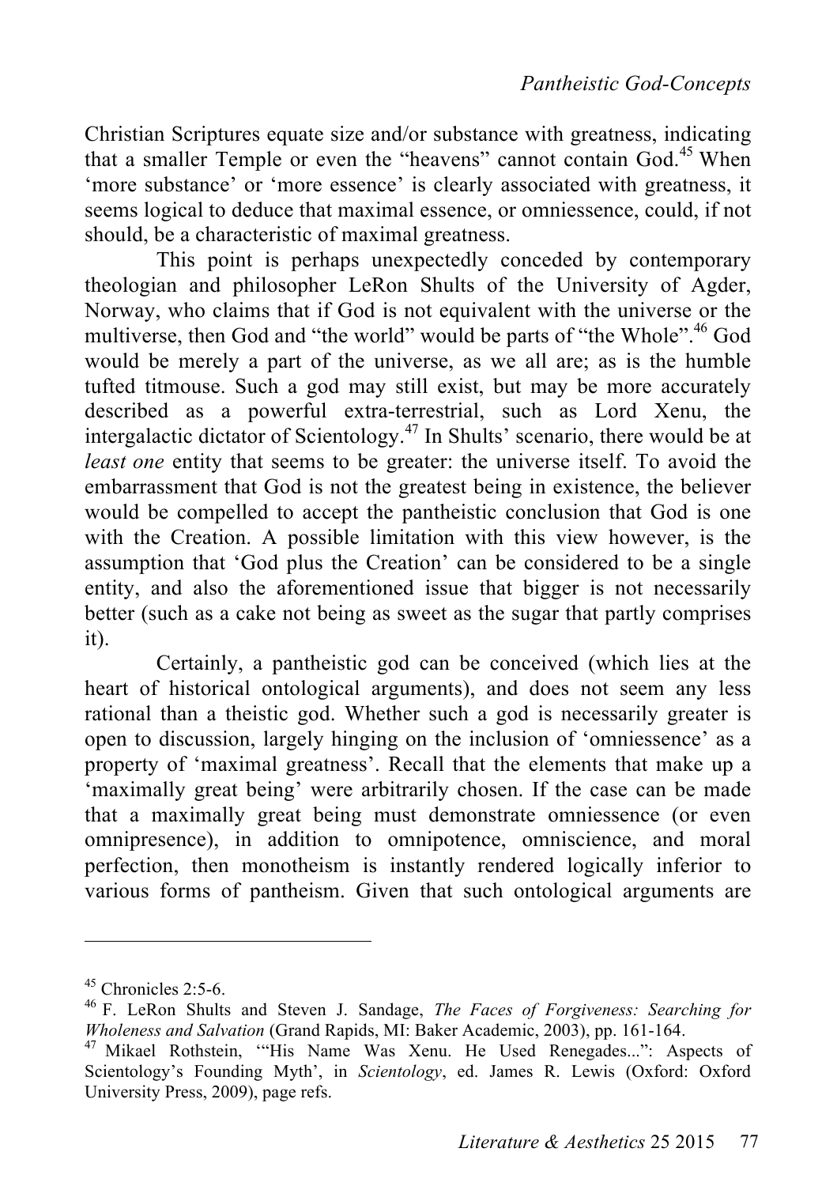Christian Scriptures equate size and/or substance with greatness, indicating that a smaller Temple or even the "heavens" cannot contain God.[45] When 'more substance' or 'more essence' is clearly associated with greatness, it seems logical to deduce that maximal essence, or omniessence, could, if not should, be a characteristic of maximal greatness.

This point is perhaps unexpectedly conceded by contemporary theologian and philosopher LeRon Shults of the University of Agder, Norway, who claims that if God is not equivalent with the universe or the multiverse, then God and "the world" would be parts of "the Whole".[46] God would be merely a part of the universe, as we all are; as is the humble tufted titmouse. Such a god may still exist, but may be more accurately described as a powerful extra-terrestrial, such as Lord Xenu, the intergalactic dictator of Scientology.[47] In Shults' scenario, there would be at *least one* entity that seems to be greater: the universe itself. To avoid the embarrassment that God is not the greatest being in existence, the believer would be compelled to accept the pantheistic conclusion that God is one with the Creation. A possible limitation with this view however, is the assumption that 'God plus the Creation' can be considered to be a single entity, and also the aforementioned issue that bigger is not necessarily better (such as a cake not being as sweet as the sugar that partly comprises it).

Certainly, a pantheistic god can be conceived (which lies at the heart of historical ontological arguments), and does not seem any less rational than a theistic god. Whether such a god is necessarily greater is open to discussion, largely hinging on the inclusion of 'omniessence' as a property of 'maximal greatness'. Recall that the elements that make up a 'maximally great being' were arbitrarily chosen. If the case can be made that a maximally great being must demonstrate omniessence (or even omnipresence), in addition to omnipotence, omniscience, and moral perfection, then monotheism is instantly rendered logically inferior to various forms of pantheism. Given that such ontological arguments are

---

[45] Chronicles 2:5-6.

[46] F. LeRon Shults and Steven J. Sandage, *The Faces of Forgiveness: Searching for Wholeness and Salvation* (Grand Rapids, MI: Baker Academic, 2003), pp. 161-164.

[47] Mikael Rothstein, '"His Name Was Xenu. He Used Renegades...": Aspects of Scientology's Founding Myth', in *Scientology*, ed. James R. Lewis (Oxford: Oxford University Press, 2009), page refs.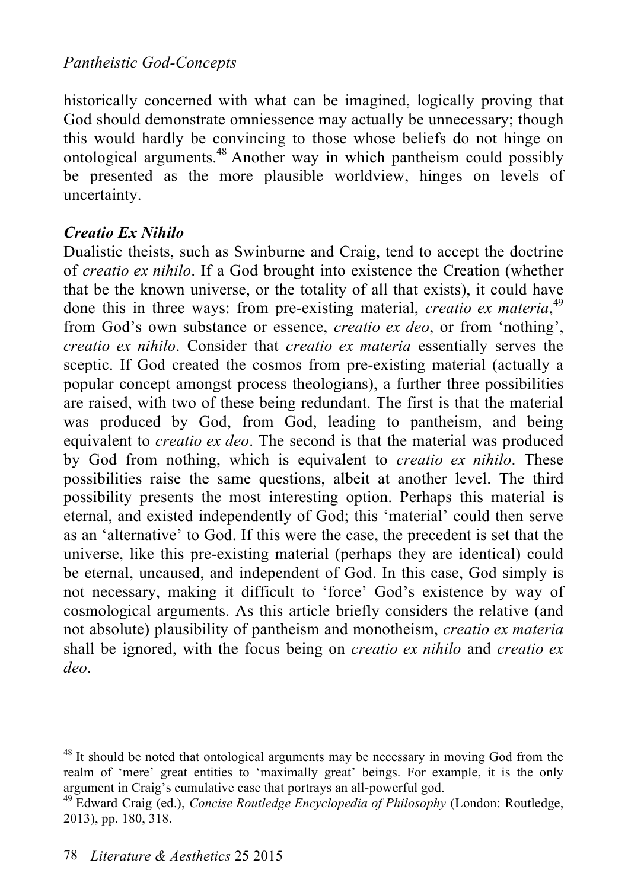historically concerned with what can be imagined, logically proving that God should demonstrate omniessence may actually be unnecessary; though this would hardly be convincing to those whose beliefs do not hinge on ontological arguments.[48] Another way in which pantheism could possibly be presented as the more plausible worldview, hinges on levels of uncertainty.

### *Creatio Ex Nihilo*

Dualistic theists, such as Swinburne and Craig, tend to accept the doctrine of *creatio ex nihilo*. If a God brought into existence the Creation (whether that be the known universe, or the totality of all that exists), it could have done this in three ways: from pre-existing material, *creatio ex materia*,[49] from God's own substance or essence, *creatio ex deo*, or from 'nothing', *creatio ex nihilo*. Consider that *creatio ex materia* essentially serves the sceptic. If God created the cosmos from pre-existing material (actually a popular concept amongst process theologians), a further three possibilities are raised, with two of these being redundant. The first is that the material was produced by God, from God, leading to pantheism, and being equivalent to *creatio ex deo*. The second is that the material was produced by God from nothing, which is equivalent to *creatio ex nihilo*. These possibilities raise the same questions, albeit at another level. The third possibility presents the most interesting option. Perhaps this material is eternal, and existed independently of God; this 'material' could then serve as an 'alternative' to God. If this were the case, the precedent is set that the universe, like this pre-existing material (perhaps they are identical) could be eternal, uncaused, and independent of God. In this case, God simply is not necessary, making it difficult to 'force' God's existence by way of cosmological arguments. As this article briefly considers the relative (and not absolute) plausibility of pantheism and monotheism, *creatio ex materia* shall be ignored, with the focus being on *creatio ex nihilo* and *creatio ex deo*.

---

[48] It should be noted that ontological arguments may be necessary in moving God from the realm of 'mere' great entities to 'maximally great' beings. For example, it is the only argument in Craig's cumulative case that portrays an all-powerful god.

[49] Edward Craig (ed.), *Concise Routledge Encyclopedia of Philosophy* (London: Routledge, 2013), pp. 180, 318.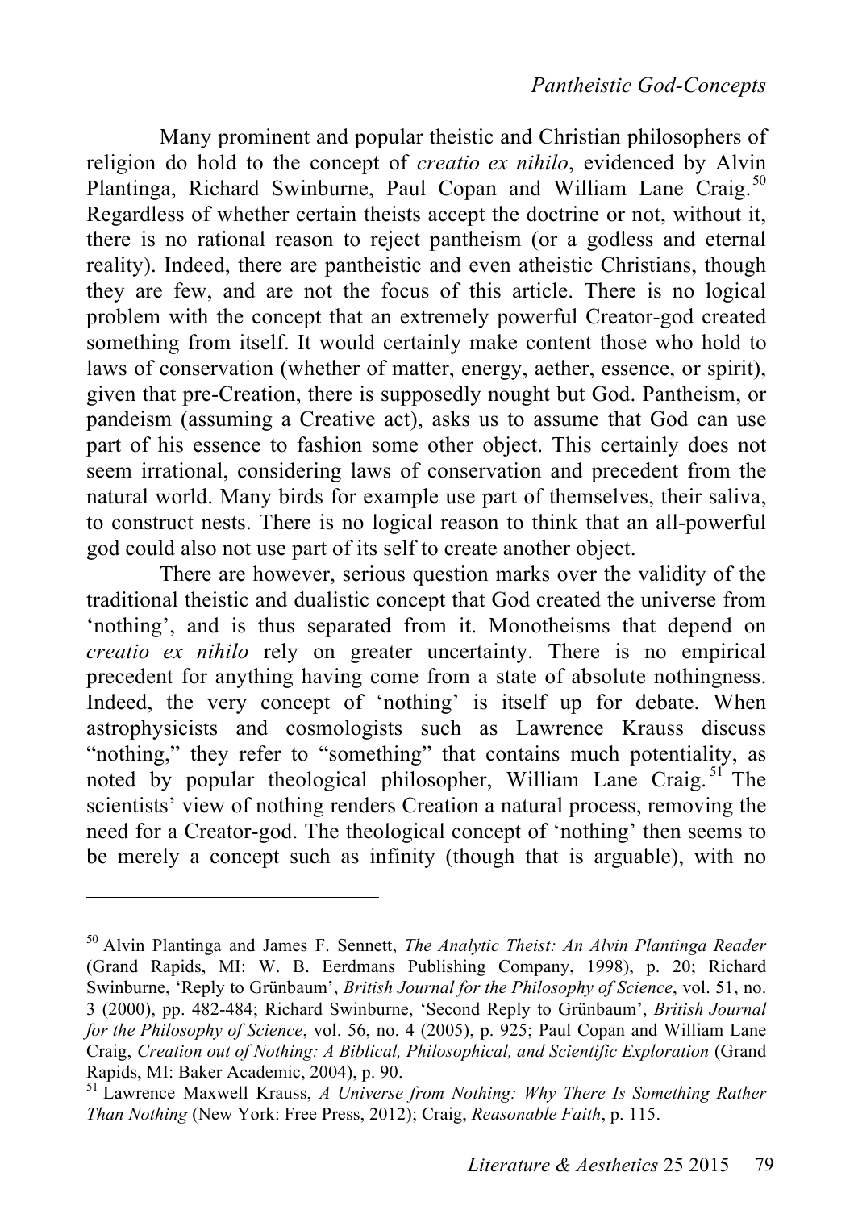Many prominent and popular theistic and Christian philosophers of religion do hold to the concept of *creatio ex nihilo*, evidenced by Alvin Plantinga, Richard Swinburne, Paul Copan and William Lane Craig.[50] Regardless of whether certain theists accept the doctrine or not, without it, there is no rational reason to reject pantheism (or a godless and eternal reality). Indeed, there are pantheistic and even atheistic Christians, though they are few, and are not the focus of this article. There is no logical problem with the concept that an extremely powerful Creator-god created something from itself. It would certainly make content those who hold to laws of conservation (whether of matter, energy, aether, essence, or spirit), given that pre-Creation, there is supposedly nought but God. Pantheism, or pandeism (assuming a Creative act), asks us to assume that God can use part of his essence to fashion some other object. This certainly does not seem irrational, considering laws of conservation and precedent from the natural world. Many birds for example use part of themselves, their saliva, to construct nests. There is no logical reason to think that an all-powerful god could also not use part of its self to create another object.

There are however, serious question marks over the validity of the traditional theistic and dualistic concept that God created the universe from 'nothing', and is thus separated from it. Monotheisms that depend on *creatio ex nihilo* rely on greater uncertainty. There is no empirical precedent for anything having come from a state of absolute nothingness. Indeed, the very concept of 'nothing' is itself up for debate. When astrophysicists and cosmologists such as Lawrence Krauss discuss "nothing," they refer to "something" that contains much potentiality, as noted by popular theological philosopher, William Lane Craig.[51] The scientists' view of nothing renders Creation a natural process, removing the need for a Creator-god. The theological concept of 'nothing' then seems to be merely a concept such as infinity (though that is arguable), with no

---

[50] Alvin Plantinga and James F. Sennett, *The Analytic Theist: An Alvin Plantinga Reader* (Grand Rapids, MI: W. B. Eerdmans Publishing Company, 1998), p. 20; Richard Swinburne, 'Reply to Grünbaum', *British Journal for the Philosophy of Science*, vol. 51, no. 3 (2000), pp. 482-484; Richard Swinburne, 'Second Reply to Grünbaum', *British Journal for the Philosophy of Science*, vol. 56, no. 4 (2005), p. 925; Paul Copan and William Lane Craig, *Creation out of Nothing: A Biblical, Philosophical, and Scientific Exploration* (Grand Rapids, MI: Baker Academic, 2004), p. 90.

[51] Lawrence Maxwell Krauss, *A Universe from Nothing: Why There Is Something Rather Than Nothing* (New York: Free Press, 2012); Craig, *Reasonable Faith*, p. 115.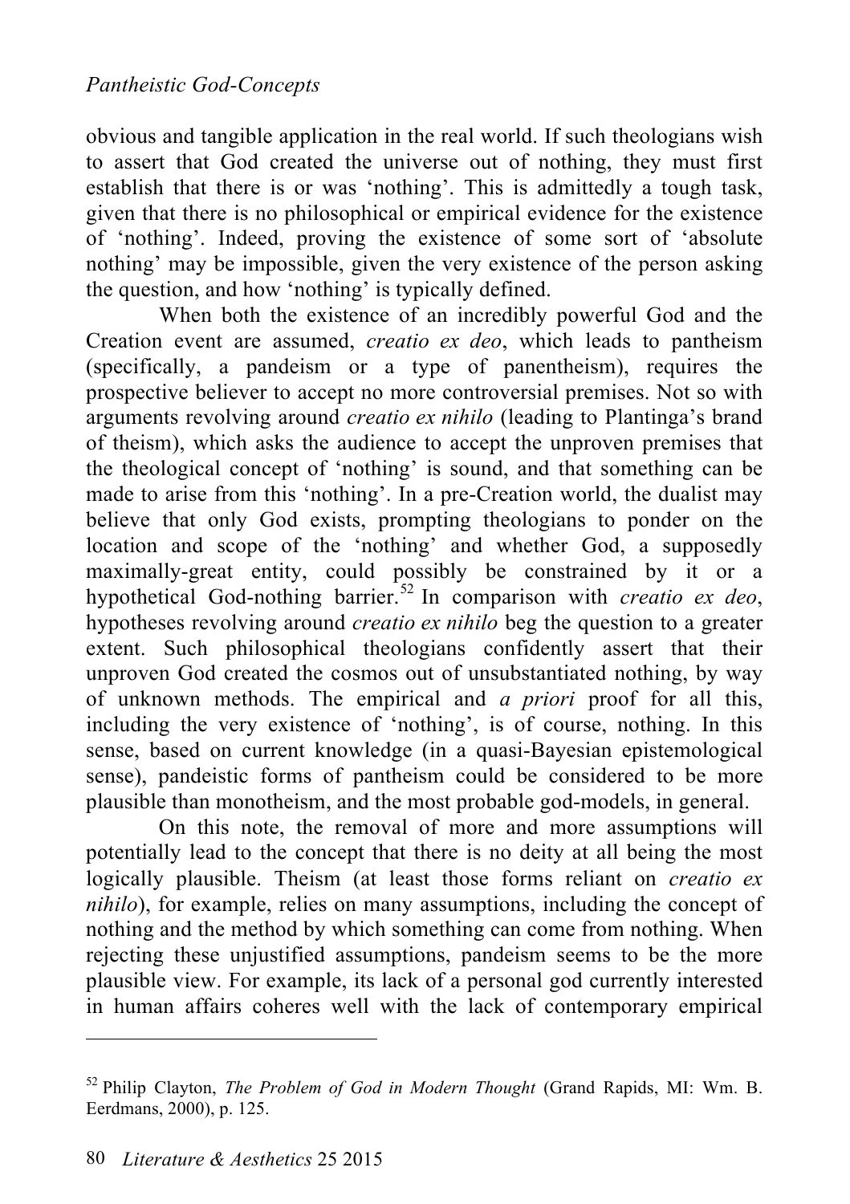obvious and tangible application in the real world. If such theologians wish to assert that God created the universe out of nothing, they must first establish that there is or was 'nothing'. This is admittedly a tough task, given that there is no philosophical or empirical evidence for the existence of 'nothing'. Indeed, proving the existence of some sort of 'absolute nothing' may be impossible, given the very existence of the person asking the question, and how 'nothing' is typically defined.

When both the existence of an incredibly powerful God and the Creation event are assumed, *creatio ex deo*, which leads to pantheism (specifically, a pandeism or a type of panentheism), requires the prospective believer to accept no more controversial premises. Not so with arguments revolving around *creatio ex nihilo* (leading to Plantinga's brand of theism), which asks the audience to accept the unproven premises that the theological concept of 'nothing' is sound, and that something can be made to arise from this 'nothing'. In a pre-Creation world, the dualist may believe that only God exists, prompting theologians to ponder on the location and scope of the 'nothing' and whether God, a supposedly maximally-great entity, could possibly be constrained by it or a hypothetical God-nothing barrier.[52] In comparison with *creatio ex deo*, hypotheses revolving around *creatio ex nihilo* beg the question to a greater extent. Such philosophical theologians confidently assert that their unproven God created the cosmos out of unsubstantiated nothing, by way of unknown methods. The empirical and *a priori* proof for all this, including the very existence of 'nothing', is of course, nothing. In this sense, based on current knowledge (in a quasi-Bayesian epistemological sense), pandeistic forms of pantheism could be considered to be more plausible than monotheism, and the most probable god-models, in general.

On this note, the removal of more and more assumptions will potentially lead to the concept that there is no deity at all being the most logically plausible. Theism (at least those forms reliant on *creatio ex nihilo*), for example, relies on many assumptions, including the concept of nothing and the method by which something can come from nothing. When rejecting these unjustified assumptions, pandeism seems to be the more plausible view. For example, its lack of a personal god currently interested in human affairs coheres well with the lack of contemporary empirical

---

[52] Philip Clayton, *The Problem of God in Modern Thought* (Grand Rapids, MI: Wm. B. Eerdmans, 2000), p. 125.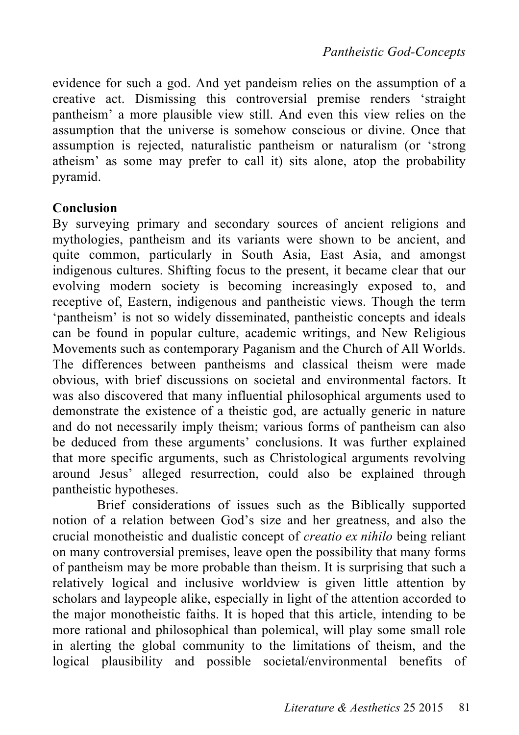evidence for such a god. And yet pandeism relies on the assumption of a creative act. Dismissing this controversial premise renders 'straight pantheism' a more plausible view still. And even this view relies on the assumption that the universe is somehow conscious or divine. Once that assumption is rejected, naturalistic pantheism or naturalism (or 'strong atheism' as some may prefer to call it) sits alone, atop the probability pyramid.

**Conclusion**

By surveying primary and secondary sources of ancient religions and mythologies, pantheism and its variants were shown to be ancient, and quite common, particularly in South Asia, East Asia, and amongst indigenous cultures. Shifting focus to the present, it became clear that our evolving modern society is becoming increasingly exposed to, and receptive of, Eastern, indigenous and pantheistic views. Though the term 'pantheism' is not so widely disseminated, pantheistic concepts and ideals can be found in popular culture, academic writings, and New Religious Movements such as contemporary Paganism and the Church of All Worlds. The differences between pantheisms and classical theism were made obvious, with brief discussions on societal and environmental factors. It was also discovered that many influential philosophical arguments used to demonstrate the existence of a theistic god, are actually generic in nature and do not necessarily imply theism; various forms of pantheism can also be deduced from these arguments' conclusions. It was further explained that more specific arguments, such as Christological arguments revolving around Jesus' alleged resurrection, could also be explained through pantheistic hypotheses.

Brief considerations of issues such as the Biblically supported notion of a relation between God's size and her greatness, and also the crucial monotheistic and dualistic concept of *creatio ex nihilo* being reliant on many controversial premises, leave open the possibility that many forms of pantheism may be more probable than theism. It is surprising that such a relatively logical and inclusive worldview is given little attention by scholars and laypeople alike, especially in light of the attention accorded to the major monotheistic faiths. It is hoped that this article, intending to be more rational and philosophical than polemical, will play some small role in alerting the global community to the limitations of theism, and the logical plausibility and possible societal/environmental benefits of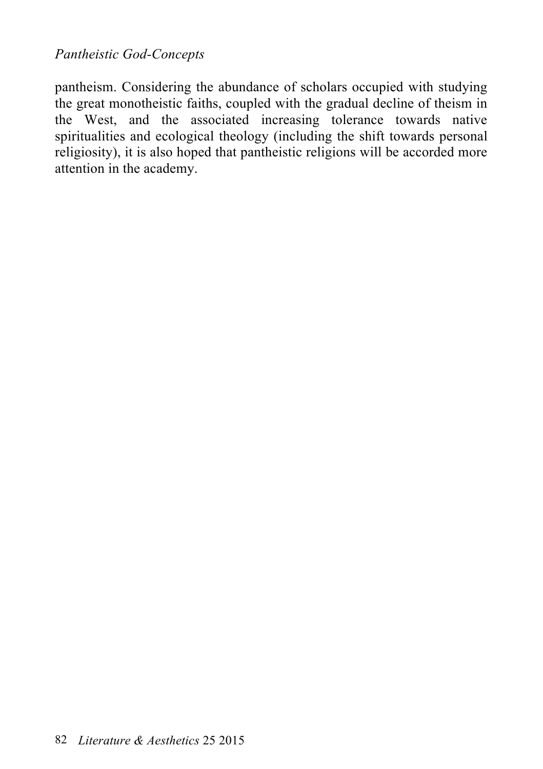pantheism. Considering the abundance of scholars occupied with studying the great monotheistic faiths, coupled with the gradual decline of theism in the West, and the associated increasing tolerance towards native spiritualities and ecological theology (including the shift towards personal religiosity), it is also hoped that pantheistic religions will be accorded more attention in the academy.